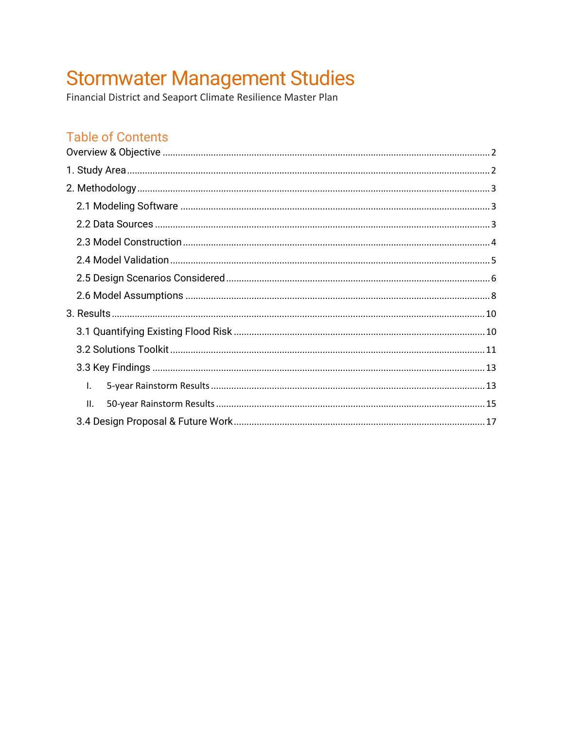# Stormwater Management Studies

Financial District and Seaport Climate Resilience Master Plan

## Table of Contents

Overview & Objective ........ 2

1. Study Area ........ 2

2. Methodology ........ 3

   2.1 Modeling Software ........ 3

   2.2 Data Sources ........ 3

   2.3 Model Construction ........ 4

   2.4 Model Validation ........ 5

   2.5 Design Scenarios Considered ........ 6

   2.6 Model Assumptions ........ 8

3. Results ........ 10

   3.1 Quantifying Existing Flood Risk ........ 10

   3.2 Solutions Toolkit ........ 11

   3.3 Key Findings ........ 13

      I. 5-year Rainstorm Results ........ 13

      II. 50-year Rainstorm Results ........ 15

   3.4 Design Proposal & Future Work ........ 17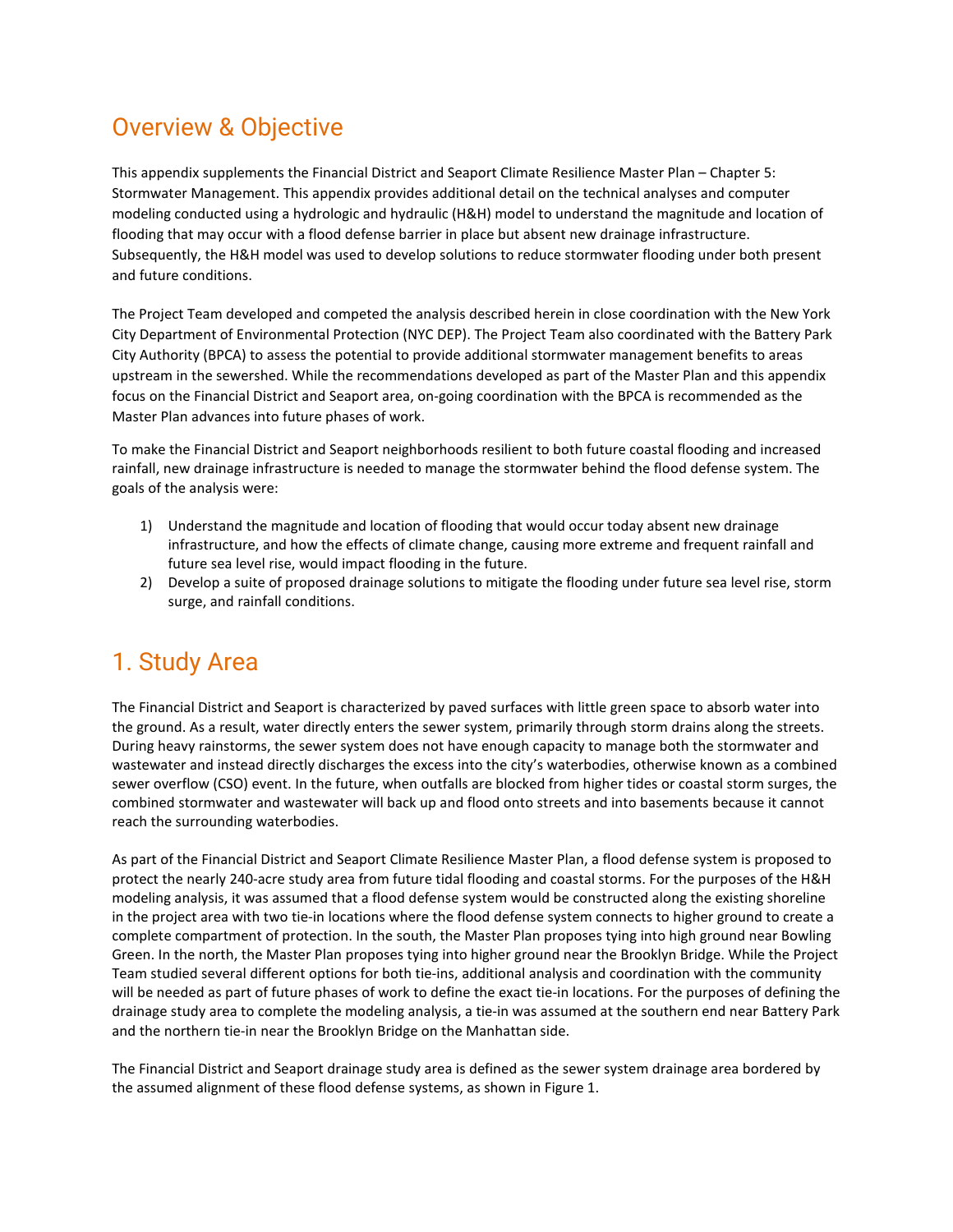# Overview & Objective

This appendix supplements the Financial District and Seaport Climate Resilience Master Plan – Chapter 5: Stormwater Management. This appendix provides additional detail on the technical analyses and computer modeling conducted using a hydrologic and hydraulic (H&H) model to understand the magnitude and location of flooding that may occur with a flood defense barrier in place but absent new drainage infrastructure. Subsequently, the H&H model was used to develop solutions to reduce stormwater flooding under both present and future conditions.

The Project Team developed and competed the analysis described herein in close coordination with the New York City Department of Environmental Protection (NYC DEP). The Project Team also coordinated with the Battery Park City Authority (BPCA) to assess the potential to provide additional stormwater management benefits to areas upstream in the sewershed. While the recommendations developed as part of the Master Plan and this appendix focus on the Financial District and Seaport area, on-going coordination with the BPCA is recommended as the Master Plan advances into future phases of work.

To make the Financial District and Seaport neighborhoods resilient to both future coastal flooding and increased rainfall, new drainage infrastructure is needed to manage the stormwater behind the flood defense system. The goals of the analysis were:

1) Understand the magnitude and location of flooding that would occur today absent new drainage infrastructure, and how the effects of climate change, causing more extreme and frequent rainfall and future sea level rise, would impact flooding in the future.
2) Develop a suite of proposed drainage solutions to mitigate the flooding under future sea level rise, storm surge, and rainfall conditions.

# 1. Study Area

The Financial District and Seaport is characterized by paved surfaces with little green space to absorb water into the ground. As a result, water directly enters the sewer system, primarily through storm drains along the streets. During heavy rainstorms, the sewer system does not have enough capacity to manage both the stormwater and wastewater and instead directly discharges the excess into the city's waterbodies, otherwise known as a combined sewer overflow (CSO) event. In the future, when outfalls are blocked from higher tides or coastal storm surges, the combined stormwater and wastewater will back up and flood onto streets and into basements because it cannot reach the surrounding waterbodies.

As part of the Financial District and Seaport Climate Resilience Master Plan, a flood defense system is proposed to protect the nearly 240-acre study area from future tidal flooding and coastal storms. For the purposes of the H&H modeling analysis, it was assumed that a flood defense system would be constructed along the existing shoreline in the project area with two tie-in locations where the flood defense system connects to higher ground to create a complete compartment of protection. In the south, the Master Plan proposes tying into high ground near Bowling Green. In the north, the Master Plan proposes tying into higher ground near the Brooklyn Bridge. While the Project Team studied several different options for both tie-ins, additional analysis and coordination with the community will be needed as part of future phases of work to define the exact tie-in locations. For the purposes of defining the drainage study area to complete the modeling analysis, a tie-in was assumed at the southern end near Battery Park and the northern tie-in near the Brooklyn Bridge on the Manhattan side.

The Financial District and Seaport drainage study area is defined as the sewer system drainage area bordered by the assumed alignment of these flood defense systems, as shown in Figure 1.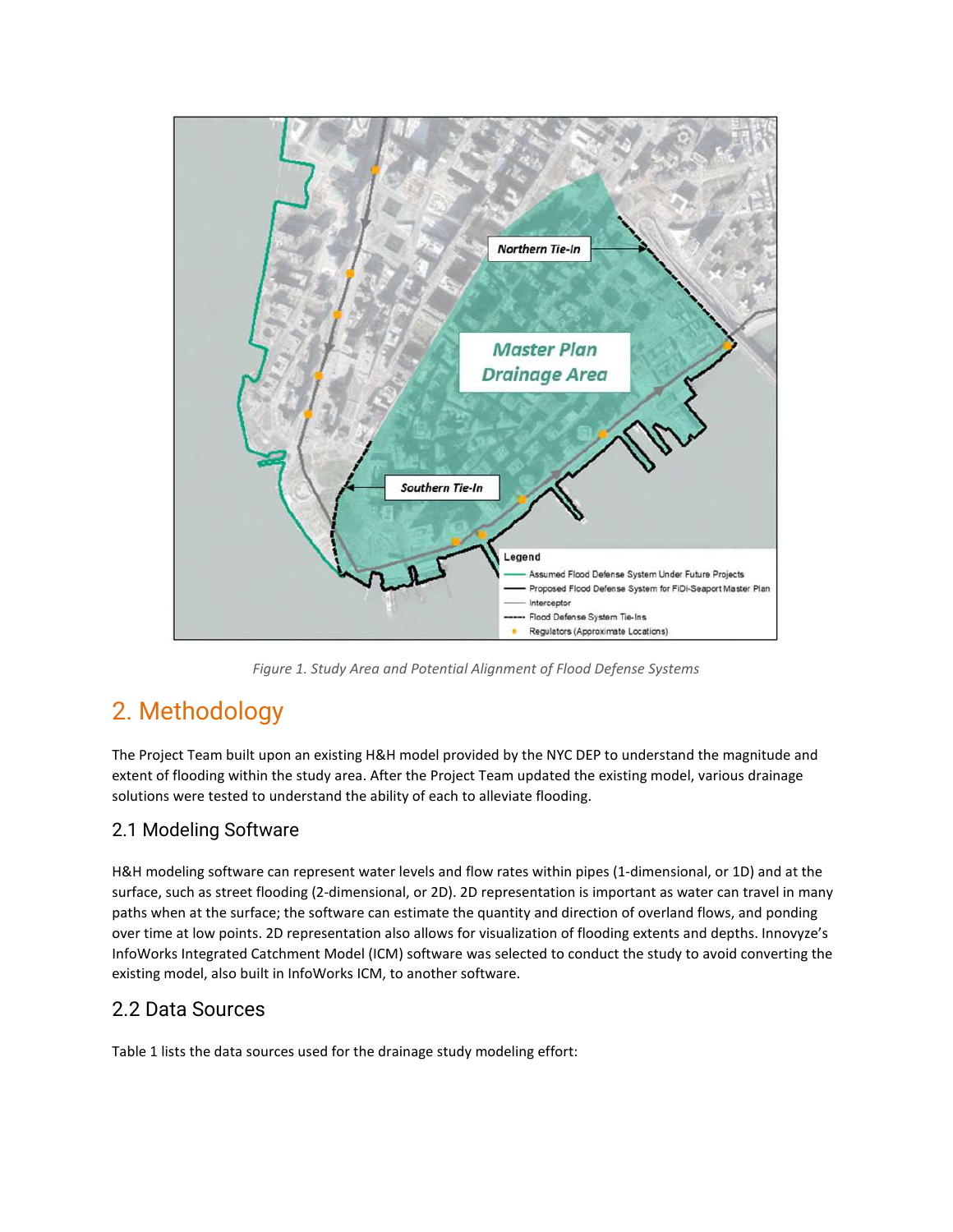Figure 1. Study Area and Potential Alignment of Flood Defense Systems

# 2. Methodology

The Project Team built upon an existing H&H model provided by the NYC DEP to understand the magnitude and extent of flooding within the study area. After the Project Team updated the existing model, various drainage solutions were tested to understand the ability of each to alleviate flooding.

## 2.1 Modeling Software

H&H modeling software can represent water levels and flow rates within pipes (1-dimensional, or 1D) and at the surface, such as street flooding (2-dimensional, or 2D). 2D representation is important as water can travel in many paths when at the surface; the software can estimate the quantity and direction of overland flows, and ponding over time at low points. 2D representation also allows for visualization of flooding extents and depths. Innovyze's InfoWorks Integrated Catchment Model (ICM) software was selected to conduct the study to avoid converting the existing model, also built in InfoWorks ICM, to another software.

## 2.2 Data Sources

Table 1 lists the data sources used for the drainage study modeling effort: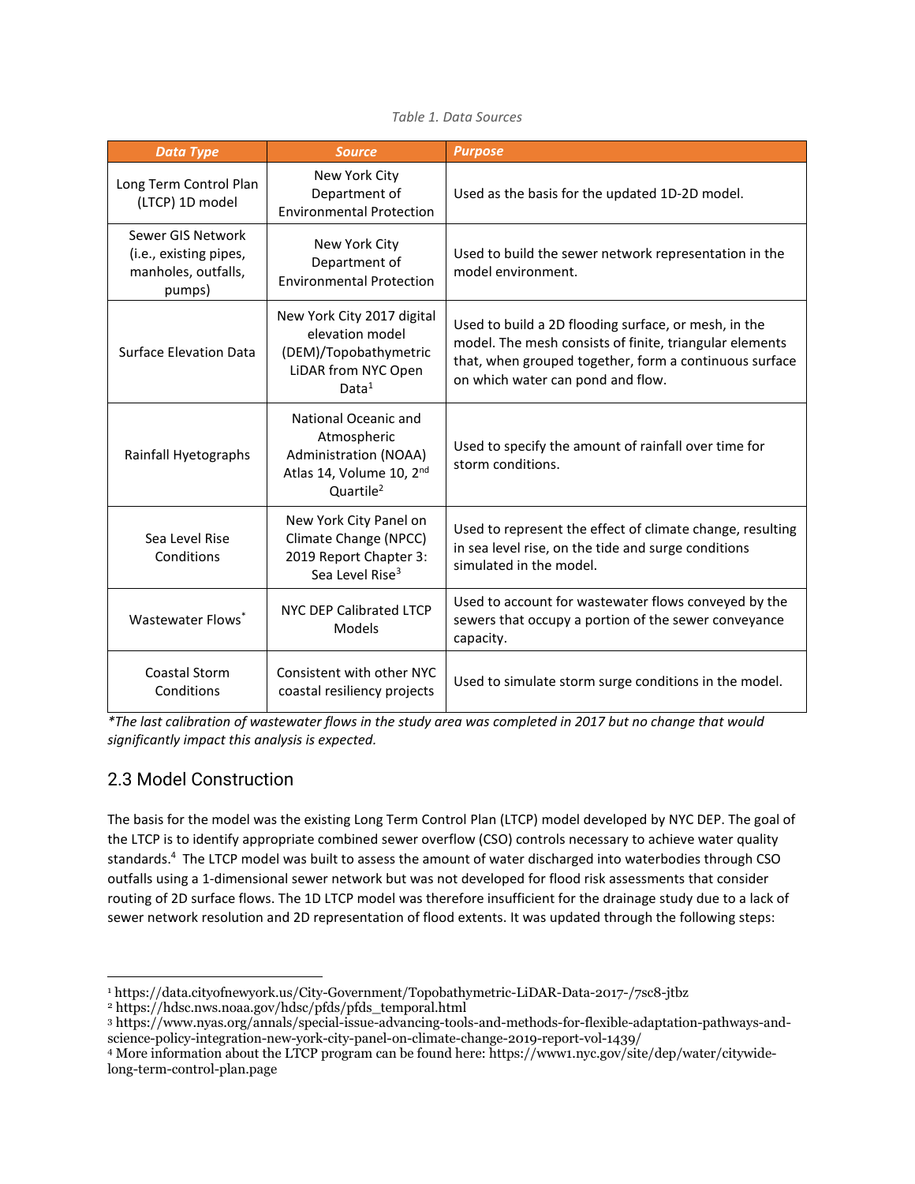*Table 1. Data Sources*

| ***Data Type*** | ***Source*** | ***Purpose*** |
|---|---|---|
| Long Term Control Plan (LTCP) 1D model | New York City Department of Environmental Protection | Used as the basis for the updated 1D-2D model. |
| Sewer GIS Network (i.e., existing pipes, manholes, outfalls, pumps) | New York City Department of Environmental Protection | Used to build the sewer network representation in the model environment. |
| Surface Elevation Data | New York City 2017 digital elevation model (DEM)/Topobathymetric LiDAR from NYC Open Data[1] | Used to build a 2D flooding surface, or mesh, in the model. The mesh consists of finite, triangular elements that, when grouped together, form a continuous surface on which water can pond and flow. |
| Rainfall Hyetographs | National Oceanic and Atmospheric Administration (NOAA) Atlas 14, Volume 10, 2nd Quartile[2] | Used to specify the amount of rainfall over time for storm conditions. |
| Sea Level Rise Conditions | New York City Panel on Climate Change (NPCC) 2019 Report Chapter 3: Sea Level Rise[3] | Used to represent the effect of climate change, resulting in sea level rise, on the tide and surge conditions simulated in the model. |
| Wastewater Flows* | NYC DEP Calibrated LTCP Models | Used to account for wastewater flows conveyed by the sewers that occupy a portion of the sewer conveyance capacity. |
| Coastal Storm Conditions | Consistent with other NYC coastal resiliency projects | Used to simulate storm surge conditions in the model. |

*\*The last calibration of wastewater flows in the study area was completed in 2017 but no change that would significantly impact this analysis is expected.*

## 2.3 Model Construction

The basis for the model was the existing Long Term Control Plan (LTCP) model developed by NYC DEP. The goal of the LTCP is to identify appropriate combined sewer overflow (CSO) controls necessary to achieve water quality standards.[4] The LTCP model was built to assess the amount of water discharged into waterbodies through CSO outfalls using a 1-dimensional sewer network but was not developed for flood risk assessments that consider routing of 2D surface flows. The 1D LTCP model was therefore insufficient for the drainage study due to a lack of sewer network resolution and 2D representation of flood extents. It was updated through the following steps:

[1] https://data.cityofnewyork.us/City-Government/Topobathymetric-LiDAR-Data-2017-/7sc8-jtbz
[2] https://hdsc.nws.noaa.gov/hdsc/pfds/pfds_temporal.html
[3] https://www.nyas.org/annals/special-issue-advancing-tools-and-methods-for-flexible-adaptation-pathways-and-science-policy-integration-new-york-city-panel-on-climate-change-2019-report-vol-1439/
[4] More information about the LTCP program can be found here: https://www1.nyc.gov/site/dep/water/citywide-long-term-control-plan.page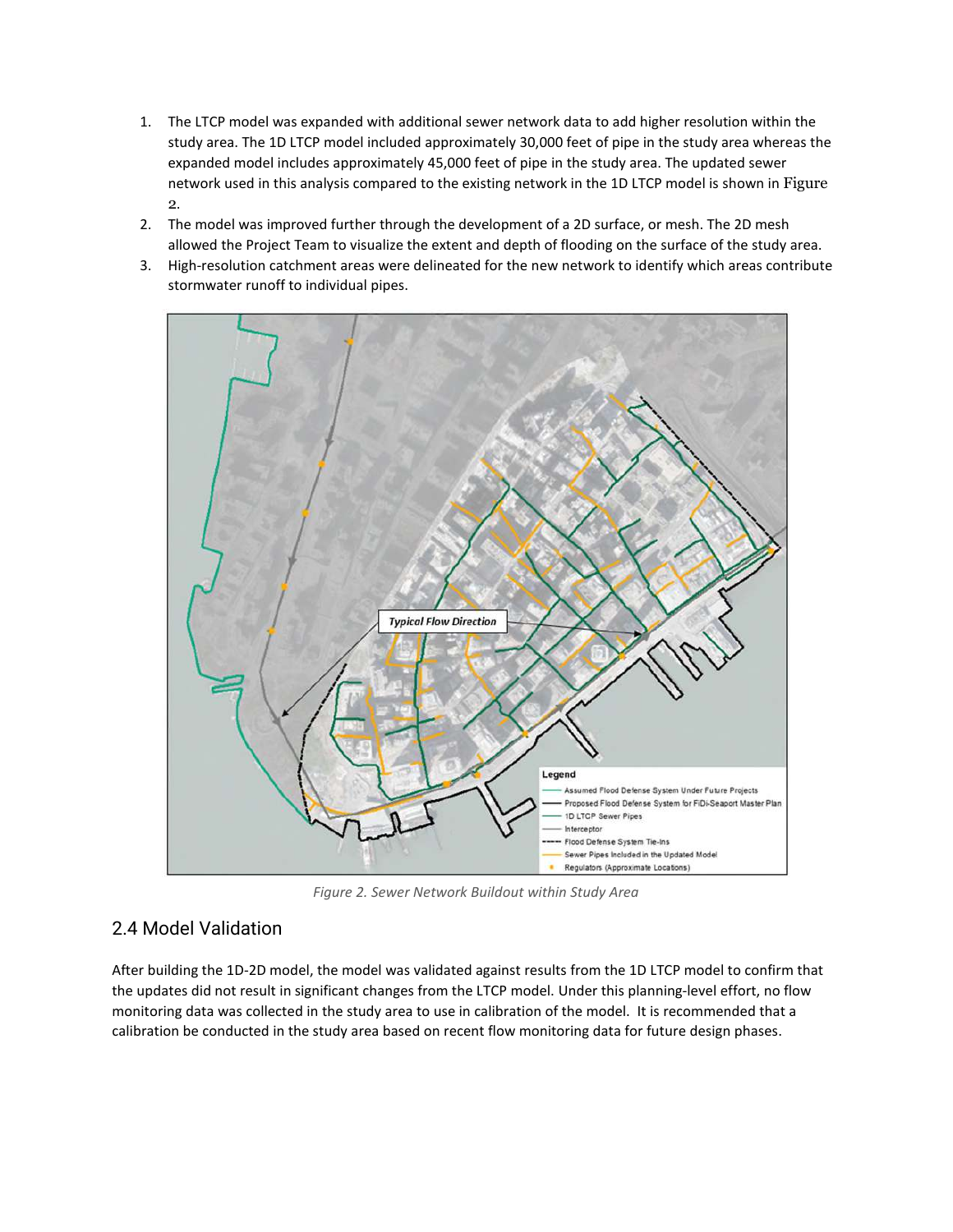1. The LTCP model was expanded with additional sewer network data to add higher resolution within the study area. The 1D LTCP model included approximately 30,000 feet of pipe in the study area whereas the expanded model includes approximately 45,000 feet of pipe in the study area. The updated sewer network used in this analysis compared to the existing network in the 1D LTCP model is shown in Figure 2.
2. The model was improved further through the development of a 2D surface, or mesh. The 2D mesh allowed the Project Team to visualize the extent and depth of flooding on the surface of the study area.
3. High-resolution catchment areas were delineated for the new network to identify which areas contribute stormwater runoff to individual pipes.

*Figure 2. Sewer Network Buildout within Study Area*

## 2.4 Model Validation

After building the 1D-2D model, the model was validated against results from the 1D LTCP model to confirm that the updates did not result in significant changes from the LTCP model. Under this planning-level effort, no flow monitoring data was collected in the study area to use in calibration of the model. It is recommended that a calibration be conducted in the study area based on recent flow monitoring data for future design phases.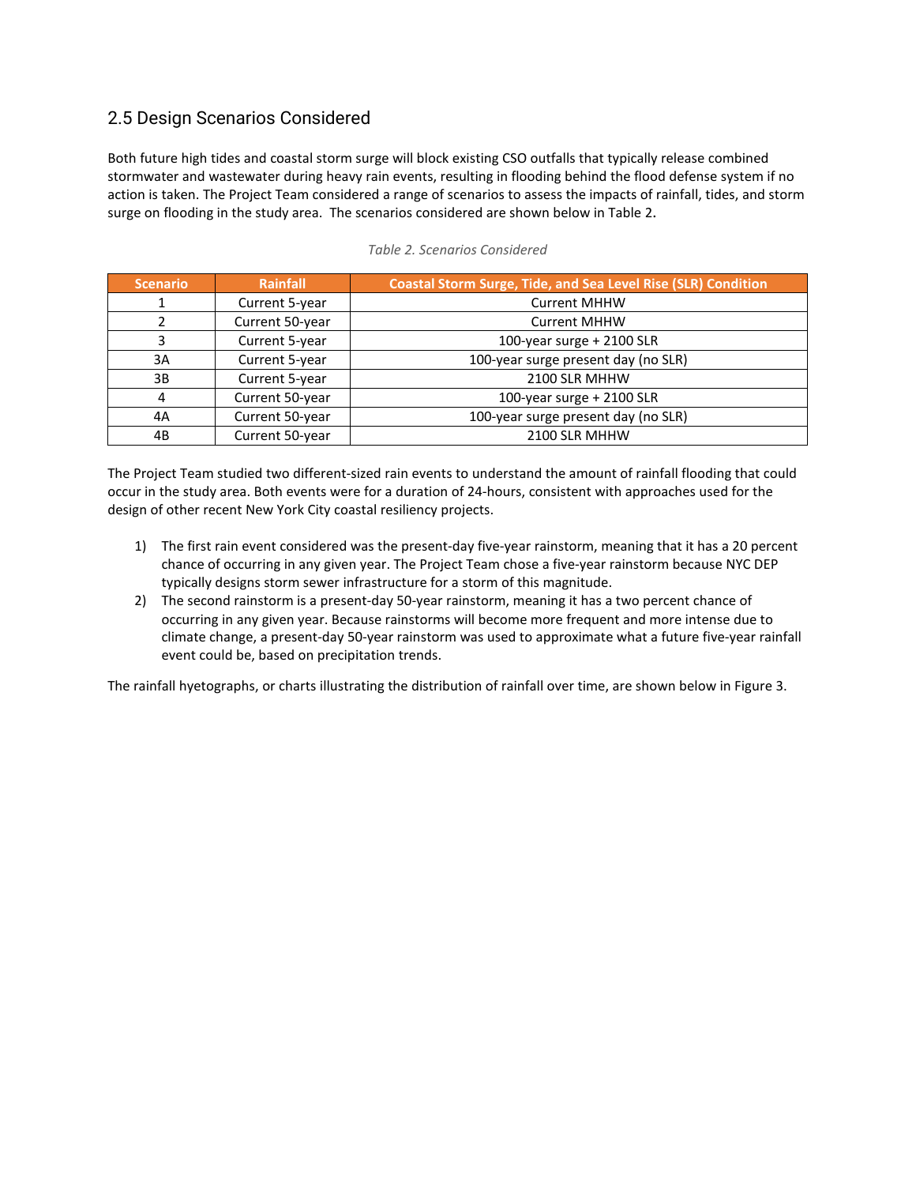## 2.5 Design Scenarios Considered

Both future high tides and coastal storm surge will block existing CSO outfalls that typically release combined stormwater and wastewater during heavy rain events, resulting in flooding behind the flood defense system if no action is taken. The Project Team considered a range of scenarios to assess the impacts of rainfall, tides, and storm surge on flooding in the study area. The scenarios considered are shown below in Table 2.

*Table 2. Scenarios Considered*

| Scenario | Rainfall | Coastal Storm Surge, Tide, and Sea Level Rise (SLR) Condition |
|---|---|---|
| 1 | Current 5-year | Current MHHW |
| 2 | Current 50-year | Current MHHW |
| 3 | Current 5-year | 100-year surge + 2100 SLR |
| 3A | Current 5-year | 100-year surge present day (no SLR) |
| 3B | Current 5-year | 2100 SLR MHHW |
| 4 | Current 50-year | 100-year surge + 2100 SLR |
| 4A | Current 50-year | 100-year surge present day (no SLR) |
| 4B | Current 50-year | 2100 SLR MHHW |

The Project Team studied two different-sized rain events to understand the amount of rainfall flooding that could occur in the study area. Both events were for a duration of 24-hours, consistent with approaches used for the design of other recent New York City coastal resiliency projects.

1) The first rain event considered was the present-day five-year rainstorm, meaning that it has a 20 percent chance of occurring in any given year. The Project Team chose a five-year rainstorm because NYC DEP typically designs storm sewer infrastructure for a storm of this magnitude.
2) The second rainstorm is a present-day 50-year rainstorm, meaning it has a two percent chance of occurring in any given year. Because rainstorms will become more frequent and more intense due to climate change, a present-day 50-year rainstorm was used to approximate what a future five-year rainfall event could be, based on precipitation trends.

The rainfall hyetographs, or charts illustrating the distribution of rainfall over time, are shown below in Figure 3.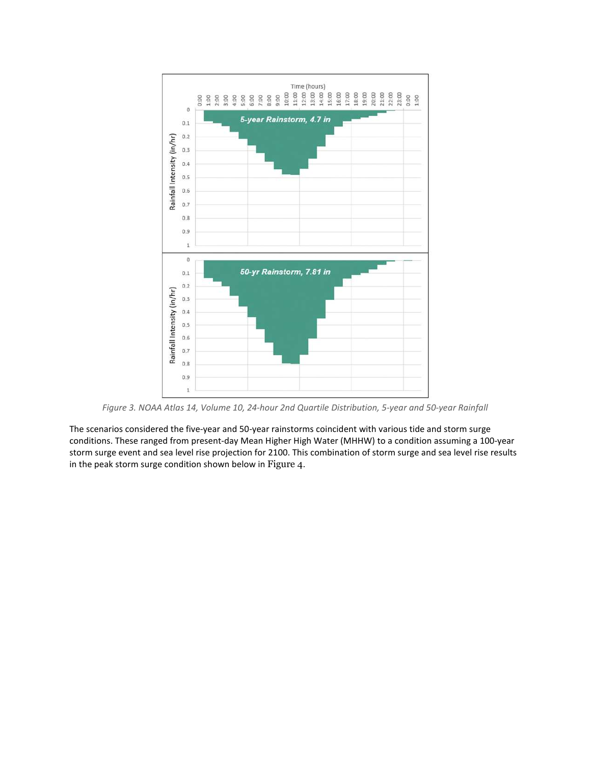Figure 3. NOAA Atlas 14, Volume 10, 24-hour 2nd Quartile Distribution, 5-year and 50-year Rainfall

The scenarios considered the five-year and 50-year rainstorms coincident with various tide and storm surge conditions. These ranged from present-day Mean Higher High Water (MHHW) to a condition assuming a 100-year storm surge event and sea level rise projection for 2100. This combination of storm surge and sea level rise results in the peak storm surge condition shown below in Figure 4.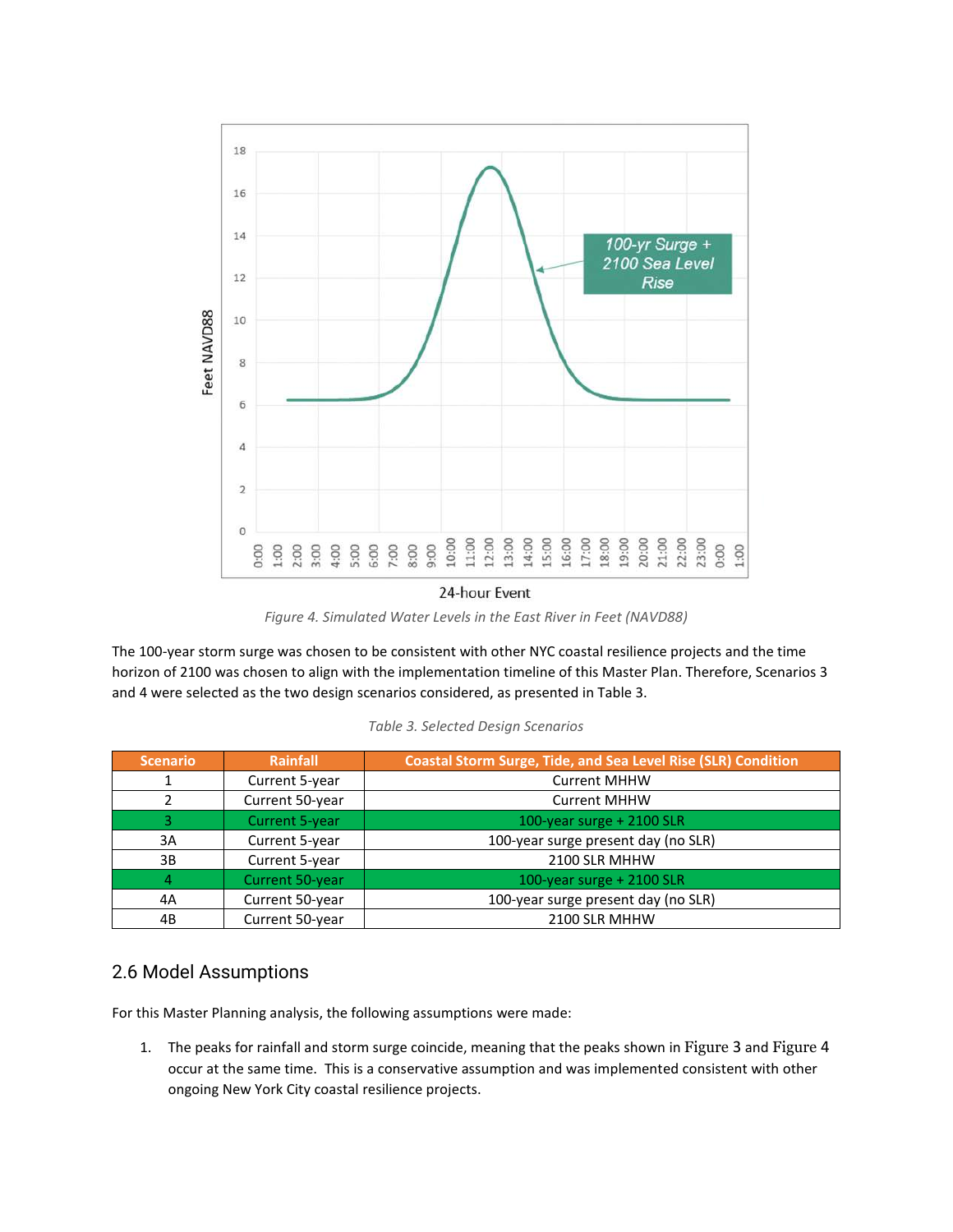*Figure 4. Simulated Water Levels in the East River in Feet (NAVD88)*

The 100-year storm surge was chosen to be consistent with other NYC coastal resilience projects and the time horizon of 2100 was chosen to align with the implementation timeline of this Master Plan. Therefore, Scenarios 3 and 4 were selected as the two design scenarios considered, as presented in Table 3.

*Table 3. Selected Design Scenarios*

| Scenario | Rainfall | Coastal Storm Surge, Tide, and Sea Level Rise (SLR) Condition |
|---|---|---|
| 1 | Current 5-year | Current MHHW |
| 2 | Current 50-year | Current MHHW |
| 3 | Current 5-year | 100-year surge + 2100 SLR |
| 3A | Current 5-year | 100-year surge present day (no SLR) |
| 3B | Current 5-year | 2100 SLR MHHW |
| 4 | Current 50-year | 100-year surge + 2100 SLR |
| 4A | Current 50-year | 100-year surge present day (no SLR) |
| 4B | Current 50-year | 2100 SLR MHHW |

## 2.6 Model Assumptions

For this Master Planning analysis, the following assumptions were made:

1. The peaks for rainfall and storm surge coincide, meaning that the peaks shown in Figure 3 and Figure 4 occur at the same time. This is a conservative assumption and was implemented consistent with other ongoing New York City coastal resilience projects.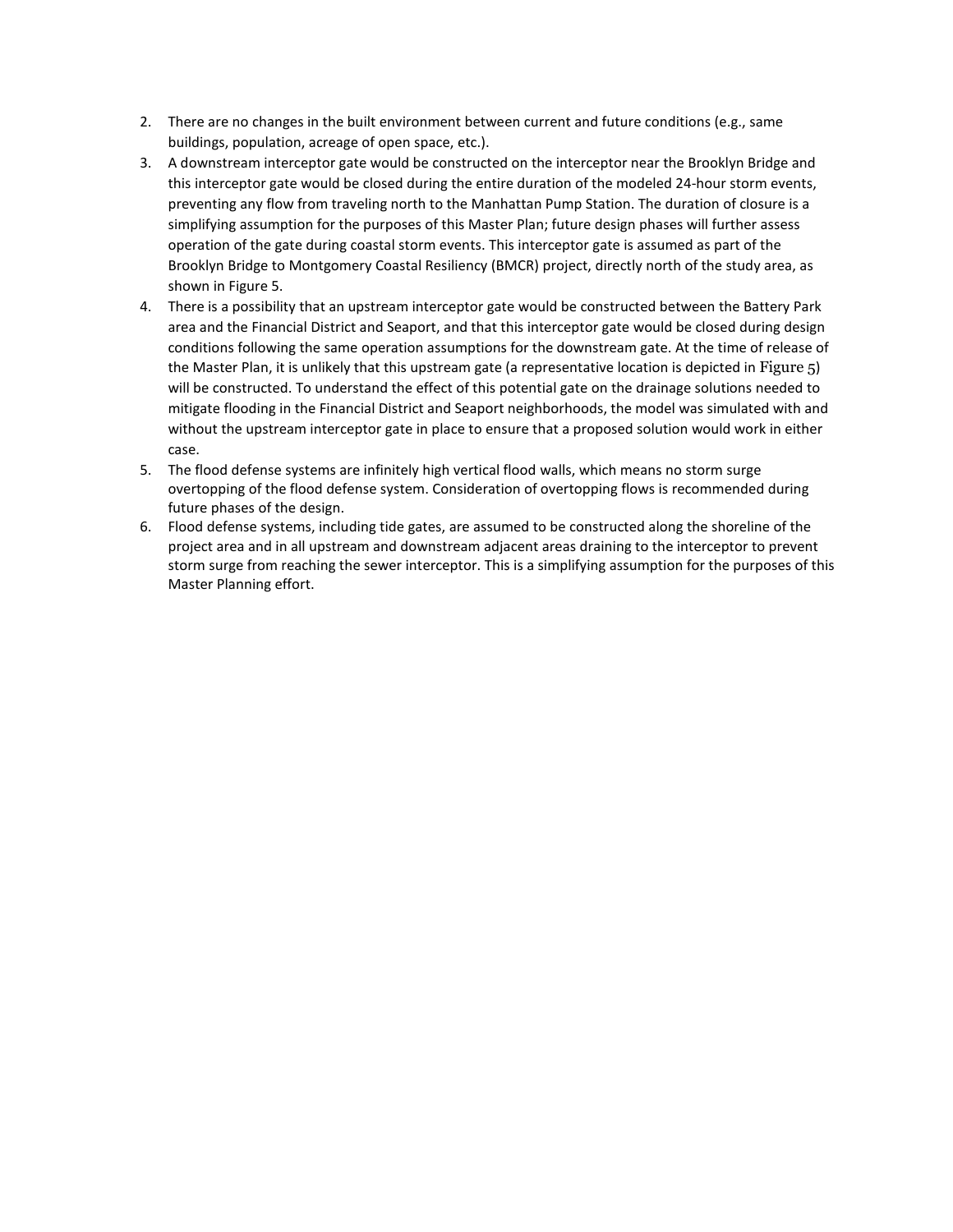2. There are no changes in the built environment between current and future conditions (e.g., same buildings, population, acreage of open space, etc.).
3. A downstream interceptor gate would be constructed on the interceptor near the Brooklyn Bridge and this interceptor gate would be closed during the entire duration of the modeled 24-hour storm events, preventing any flow from traveling north to the Manhattan Pump Station. The duration of closure is a simplifying assumption for the purposes of this Master Plan; future design phases will further assess operation of the gate during coastal storm events. This interceptor gate is assumed as part of the Brooklyn Bridge to Montgomery Coastal Resiliency (BMCR) project, directly north of the study area, as shown in Figure 5.
4. There is a possibility that an upstream interceptor gate would be constructed between the Battery Park area and the Financial District and Seaport, and that this interceptor gate would be closed during design conditions following the same operation assumptions for the downstream gate. At the time of release of the Master Plan, it is unlikely that this upstream gate (a representative location is depicted in Figure 5) will be constructed. To understand the effect of this potential gate on the drainage solutions needed to mitigate flooding in the Financial District and Seaport neighborhoods, the model was simulated with and without the upstream interceptor gate in place to ensure that a proposed solution would work in either case.
5. The flood defense systems are infinitely high vertical flood walls, which means no storm surge overtopping of the flood defense system. Consideration of overtopping flows is recommended during future phases of the design.
6. Flood defense systems, including tide gates, are assumed to be constructed along the shoreline of the project area and in all upstream and downstream adjacent areas draining to the interceptor to prevent storm surge from reaching the sewer interceptor. This is a simplifying assumption for the purposes of this Master Planning effort.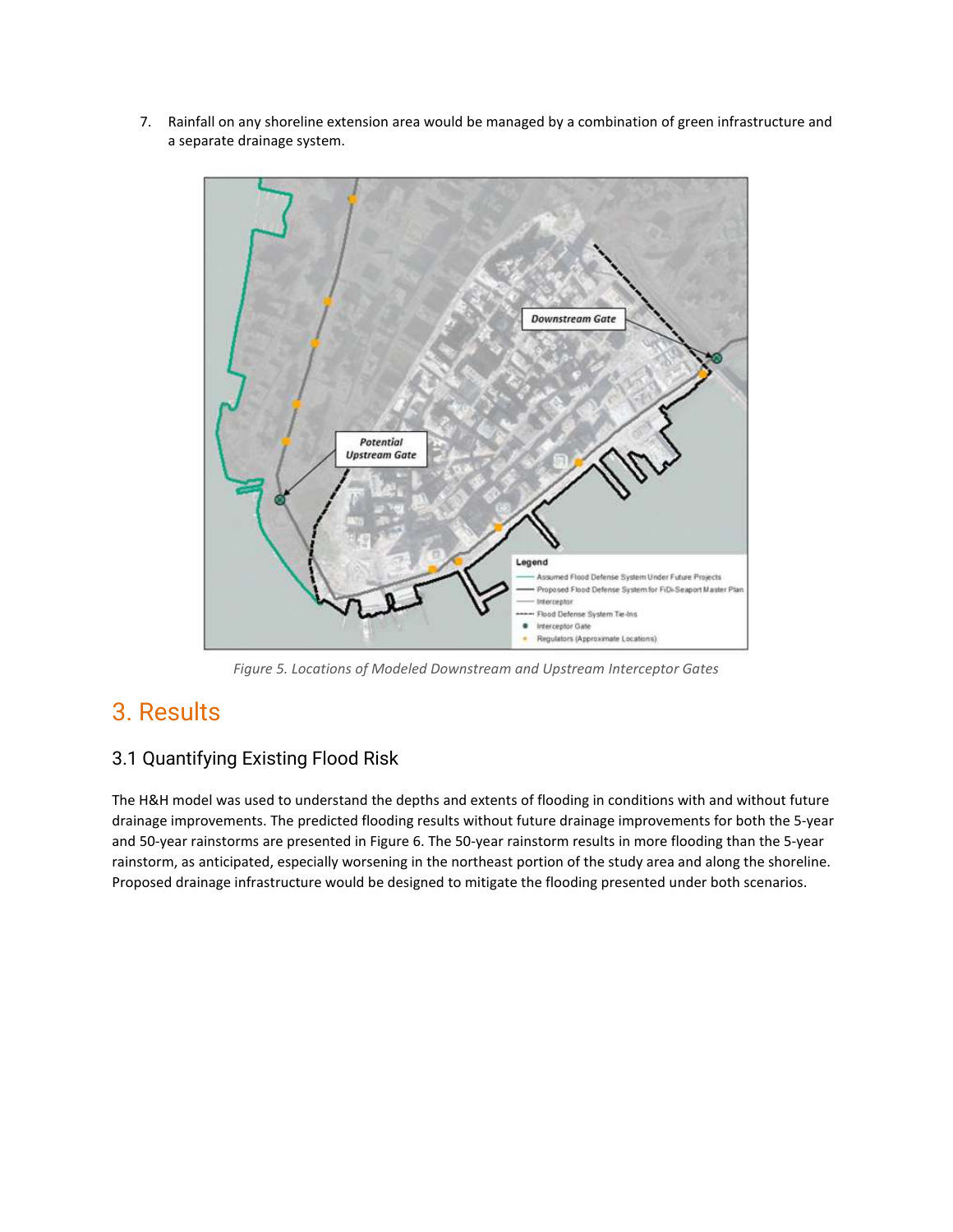7. Rainfall on any shoreline extension area would be managed by a combination of green infrastructure and a separate drainage system.

*Figure 5. Locations of Modeled Downstream and Upstream Interceptor Gates*

# 3. Results

## 3.1 Quantifying Existing Flood Risk

The H&H model was used to understand the depths and extents of flooding in conditions with and without future drainage improvements. The predicted flooding results without future drainage improvements for both the 5-year and 50-year rainstorms are presented in Figure 6. The 50-year rainstorm results in more flooding than the 5-year rainstorm, as anticipated, especially worsening in the northeast portion of the study area and along the shoreline. Proposed drainage infrastructure would be designed to mitigate the flooding presented under both scenarios.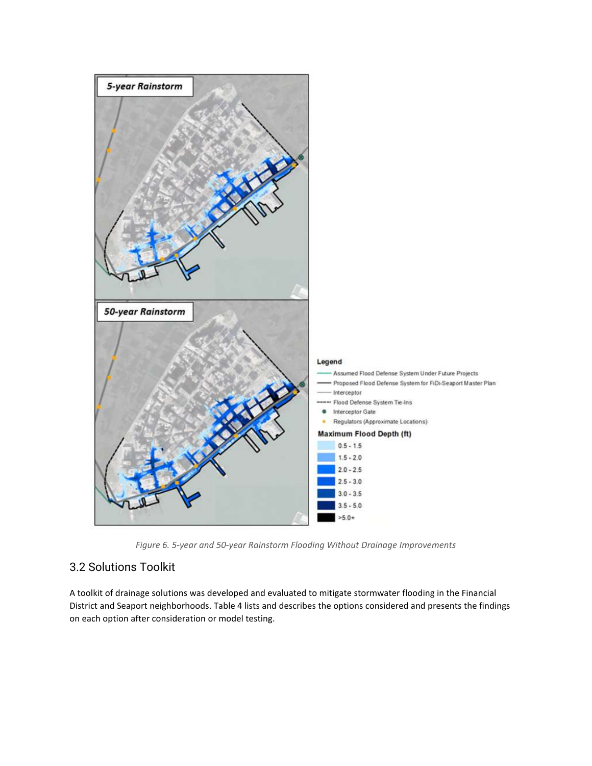Figure 6. 5-year and 50-year Rainstorm Flooding Without Drainage Improvements

## 3.2 Solutions Toolkit

A toolkit of drainage solutions was developed and evaluated to mitigate stormwater flooding in the Financial District and Seaport neighborhoods. Table 4 lists and describes the options considered and presents the findings on each option after consideration or model testing.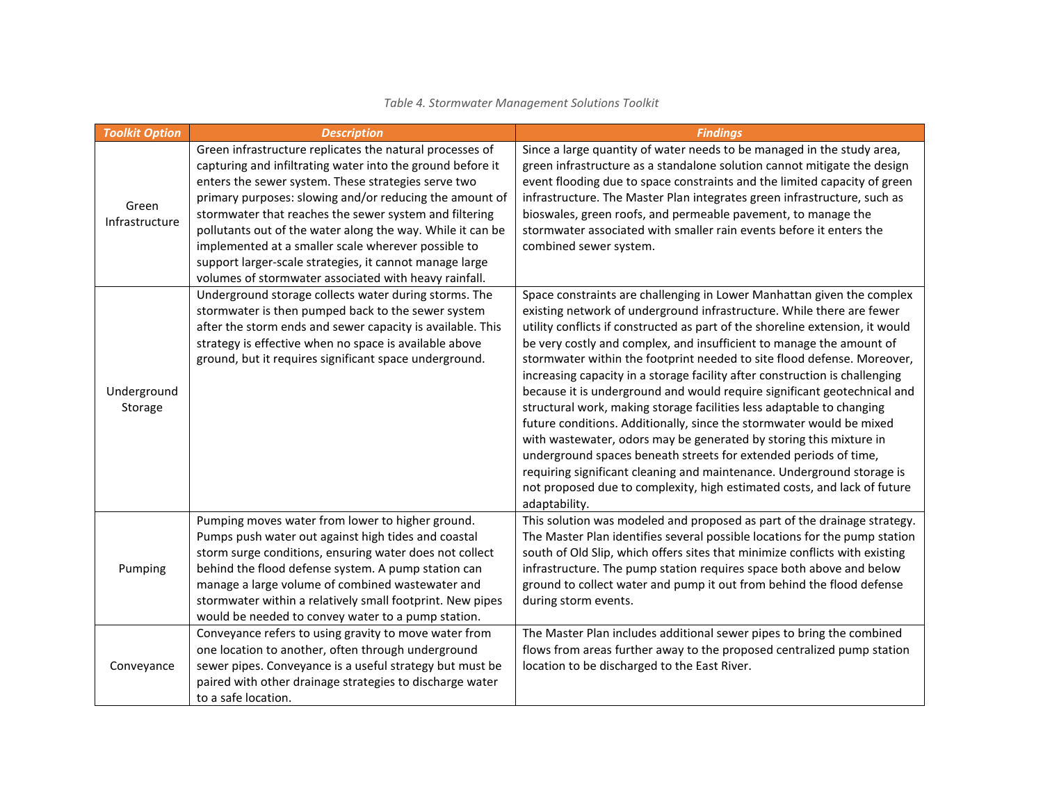*Table 4. Stormwater Management Solutions Toolkit*

| ***Toolkit Option*** | ***Description*** | ***Findings*** |
|---|---|---|
| Green Infrastructure | Green infrastructure replicates the natural processes of capturing and infiltrating water into the ground before it enters the sewer system. These strategies serve two primary purposes: slowing and/or reducing the amount of stormwater that reaches the sewer system and filtering pollutants out of the water along the way. While it can be implemented at a smaller scale wherever possible to support larger-scale strategies, it cannot manage large volumes of stormwater associated with heavy rainfall. | Since a large quantity of water needs to be managed in the study area, green infrastructure as a standalone solution cannot mitigate the design event flooding due to space constraints and the limited capacity of green infrastructure. The Master Plan integrates green infrastructure, such as bioswales, green roofs, and permeable pavement, to manage the stormwater associated with smaller rain events before it enters the combined sewer system. |
| Underground Storage | Underground storage collects water during storms. The stormwater is then pumped back to the sewer system after the storm ends and sewer capacity is available. This strategy is effective when no space is available above ground, but it requires significant space underground. | Space constraints are challenging in Lower Manhattan given the complex existing network of underground infrastructure. While there are fewer utility conflicts if constructed as part of the shoreline extension, it would be very costly and complex, and insufficient to manage the amount of stormwater within the footprint needed to site flood defense. Moreover, increasing capacity in a storage facility after construction is challenging because it is underground and would require significant geotechnical and structural work, making storage facilities less adaptable to changing future conditions. Additionally, since the stormwater would be mixed with wastewater, odors may be generated by storing this mixture in underground spaces beneath streets for extended periods of time, requiring significant cleaning and maintenance. Underground storage is not proposed due to complexity, high estimated costs, and lack of future adaptability. |
| Pumping | Pumping moves water from lower to higher ground. Pumps push water out against high tides and coastal storm surge conditions, ensuring water does not collect behind the flood defense system. A pump station can manage a large volume of combined wastewater and stormwater within a relatively small footprint. New pipes would be needed to convey water to a pump station. | This solution was modeled and proposed as part of the drainage strategy. The Master Plan identifies several possible locations for the pump station south of Old Slip, which offers sites that minimize conflicts with existing infrastructure. The pump station requires space both above and below ground to collect water and pump it out from behind the flood defense during storm events. |
| Conveyance | Conveyance refers to using gravity to move water from one location to another, often through underground sewer pipes. Conveyance is a useful strategy but must be paired with other drainage strategies to discharge water to a safe location. | The Master Plan includes additional sewer pipes to bring the combined flows from areas further away to the proposed centralized pump station location to be discharged to the East River. |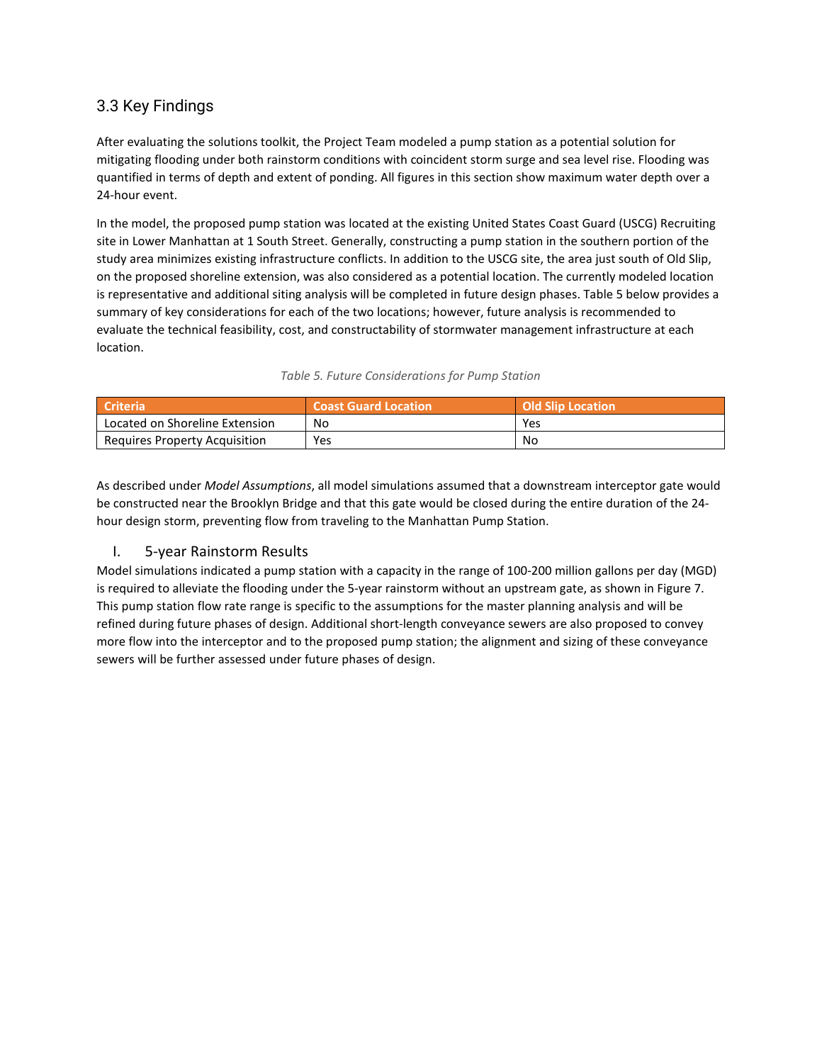## 3.3 Key Findings

After evaluating the solutions toolkit, the Project Team modeled a pump station as a potential solution for mitigating flooding under both rainstorm conditions with coincident storm surge and sea level rise. Flooding was quantified in terms of depth and extent of ponding. All figures in this section show maximum water depth over a 24-hour event.

In the model, the proposed pump station was located at the existing United States Coast Guard (USCG) Recruiting site in Lower Manhattan at 1 South Street. Generally, constructing a pump station in the southern portion of the study area minimizes existing infrastructure conflicts. In addition to the USCG site, the area just south of Old Slip, on the proposed shoreline extension, was also considered as a potential location. The currently modeled location is representative and additional siting analysis will be completed in future design phases. Table 5 below provides a summary of key considerations for each of the two locations; however, future analysis is recommended to evaluate the technical feasibility, cost, and constructability of stormwater management infrastructure at each location.

*Table 5. Future Considerations for Pump Station*

| Criteria | Coast Guard Location | Old Slip Location |
| --- | --- | --- |
| Located on Shoreline Extension | No | Yes |
| Requires Property Acquisition | Yes | No |

As described under *Model Assumptions*, all model simulations assumed that a downstream interceptor gate would be constructed near the Brooklyn Bridge and that this gate would be closed during the entire duration of the 24-hour design storm, preventing flow from traveling to the Manhattan Pump Station.

### I. 5-year Rainstorm Results

Model simulations indicated a pump station with a capacity in the range of 100-200 million gallons per day (MGD) is required to alleviate the flooding under the 5-year rainstorm without an upstream gate, as shown in Figure 7. This pump station flow rate range is specific to the assumptions for the master planning analysis and will be refined during future phases of design. Additional short-length conveyance sewers are also proposed to convey more flow into the interceptor and to the proposed pump station; the alignment and sizing of these conveyance sewers will be further assessed under future phases of design.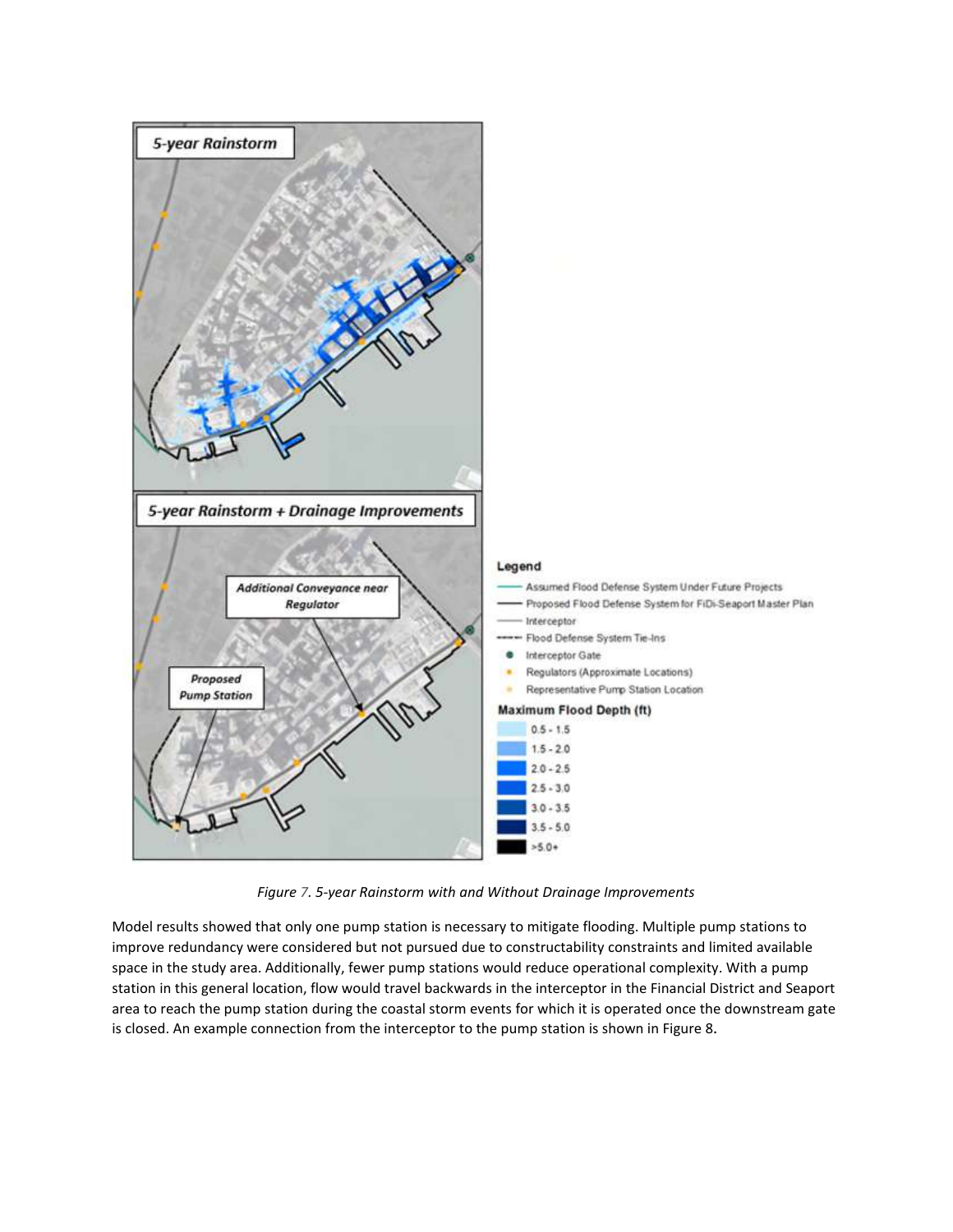*Figure 7. 5-year Rainstorm with and Without Drainage Improvements*

Model results showed that only one pump station is necessary to mitigate flooding. Multiple pump stations to improve redundancy were considered but not pursued due to constructability constraints and limited available space in the study area. Additionally, fewer pump stations would reduce operational complexity. With a pump station in this general location, flow would travel backwards in the interceptor in the Financial District and Seaport area to reach the pump station during the coastal storm events for which it is operated once the downstream gate is closed. An example connection from the interceptor to the pump station is shown in Figure 8.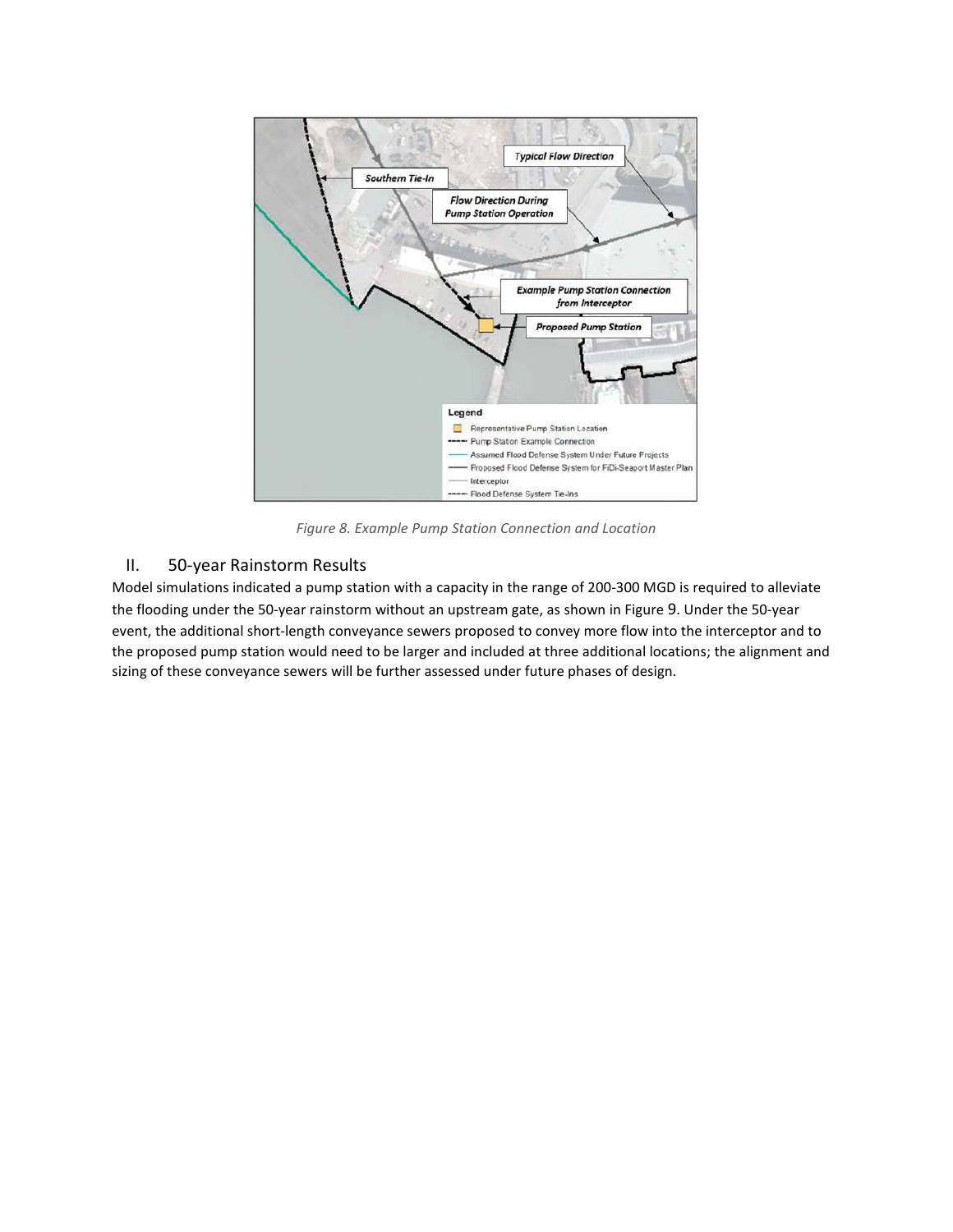Figure 8. Example Pump Station Connection and Location

## II. 50-year Rainstorm Results

Model simulations indicated a pump station with a capacity in the range of 200-300 MGD is required to alleviate the flooding under the 50-year rainstorm without an upstream gate, as shown in Figure 9. Under the 50-year event, the additional short-length conveyance sewers proposed to convey more flow into the interceptor and to the proposed pump station would need to be larger and included at three additional locations; the alignment and sizing of these conveyance sewers will be further assessed under future phases of design.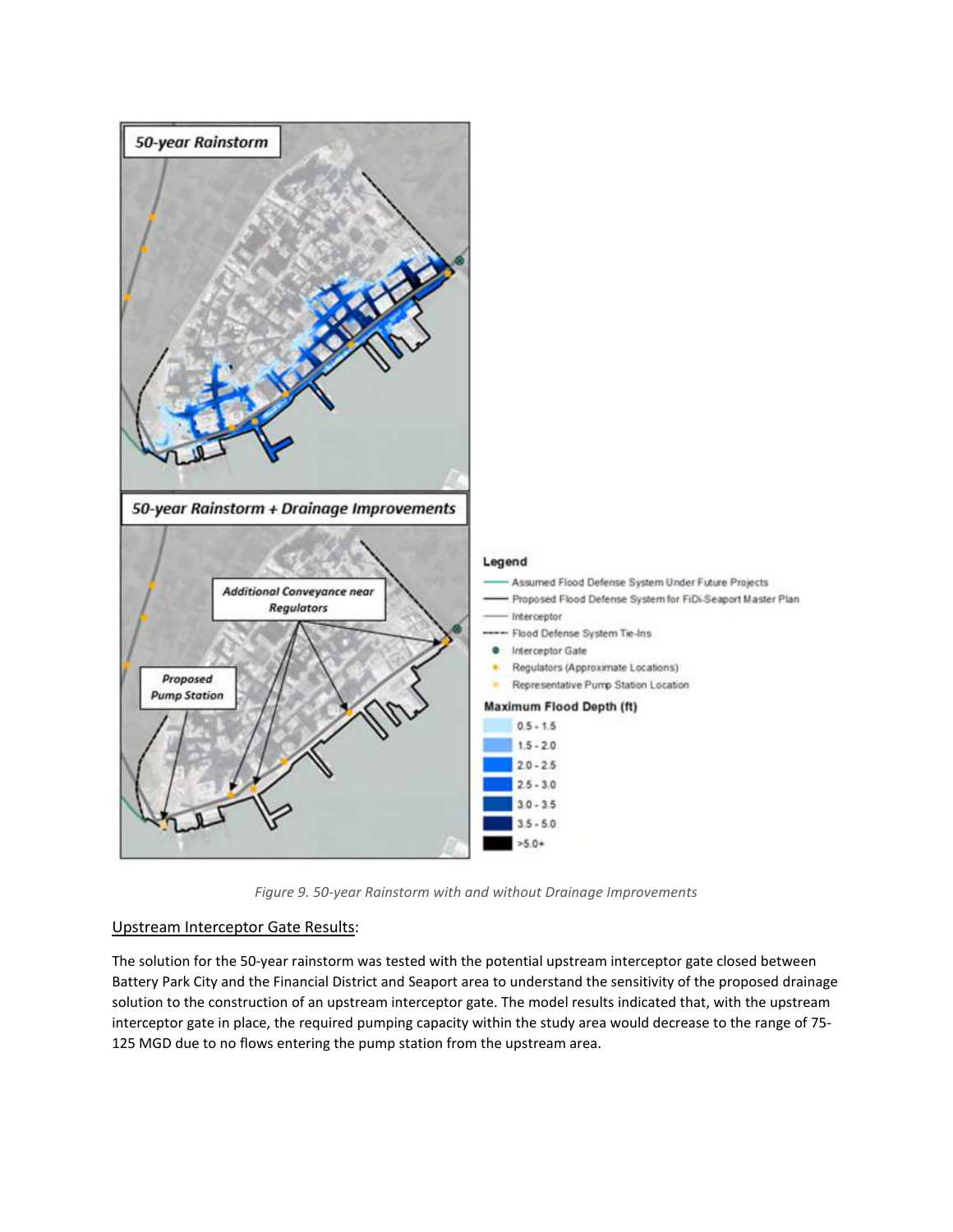*Figure 9. 50-year Rainstorm with and without Drainage Improvements*

Upstream Interceptor Gate Results:

The solution for the 50-year rainstorm was tested with the potential upstream interceptor gate closed between Battery Park City and the Financial District and Seaport area to understand the sensitivity of the proposed drainage solution to the construction of an upstream interceptor gate. The model results indicated that, with the upstream interceptor gate in place, the required pumping capacity within the study area would decrease to the range of 75-125 MGD due to no flows entering the pump station from the upstream area.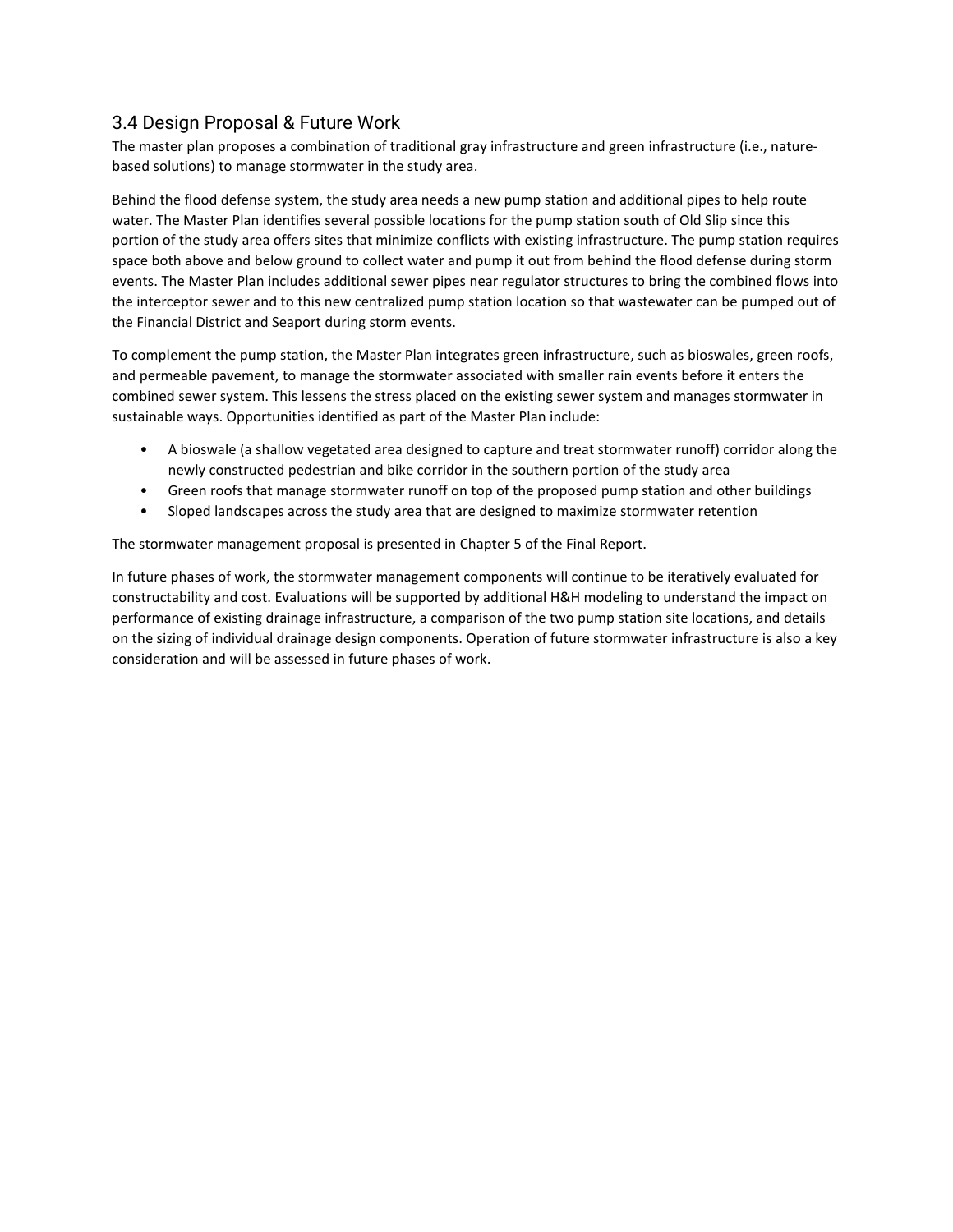## 3.4 Design Proposal & Future Work

The master plan proposes a combination of traditional gray infrastructure and green infrastructure (i.e., nature-based solutions) to manage stormwater in the study area.

Behind the flood defense system, the study area needs a new pump station and additional pipes to help route water. The Master Plan identifies several possible locations for the pump station south of Old Slip since this portion of the study area offers sites that minimize conflicts with existing infrastructure. The pump station requires space both above and below ground to collect water and pump it out from behind the flood defense during storm events. The Master Plan includes additional sewer pipes near regulator structures to bring the combined flows into the interceptor sewer and to this new centralized pump station location so that wastewater can be pumped out of the Financial District and Seaport during storm events.

To complement the pump station, the Master Plan integrates green infrastructure, such as bioswales, green roofs, and permeable pavement, to manage the stormwater associated with smaller rain events before it enters the combined sewer system. This lessens the stress placed on the existing sewer system and manages stormwater in sustainable ways. Opportunities identified as part of the Master Plan include:

- A bioswale (a shallow vegetated area designed to capture and treat stormwater runoff) corridor along the newly constructed pedestrian and bike corridor in the southern portion of the study area
- Green roofs that manage stormwater runoff on top of the proposed pump station and other buildings
- Sloped landscapes across the study area that are designed to maximize stormwater retention

The stormwater management proposal is presented in Chapter 5 of the Final Report.

In future phases of work, the stormwater management components will continue to be iteratively evaluated for constructability and cost. Evaluations will be supported by additional H&H modeling to understand the impact on performance of existing drainage infrastructure, a comparison of the two pump station site locations, and details on the sizing of individual drainage design components. Operation of future stormwater infrastructure is also a key consideration and will be assessed in future phases of work.